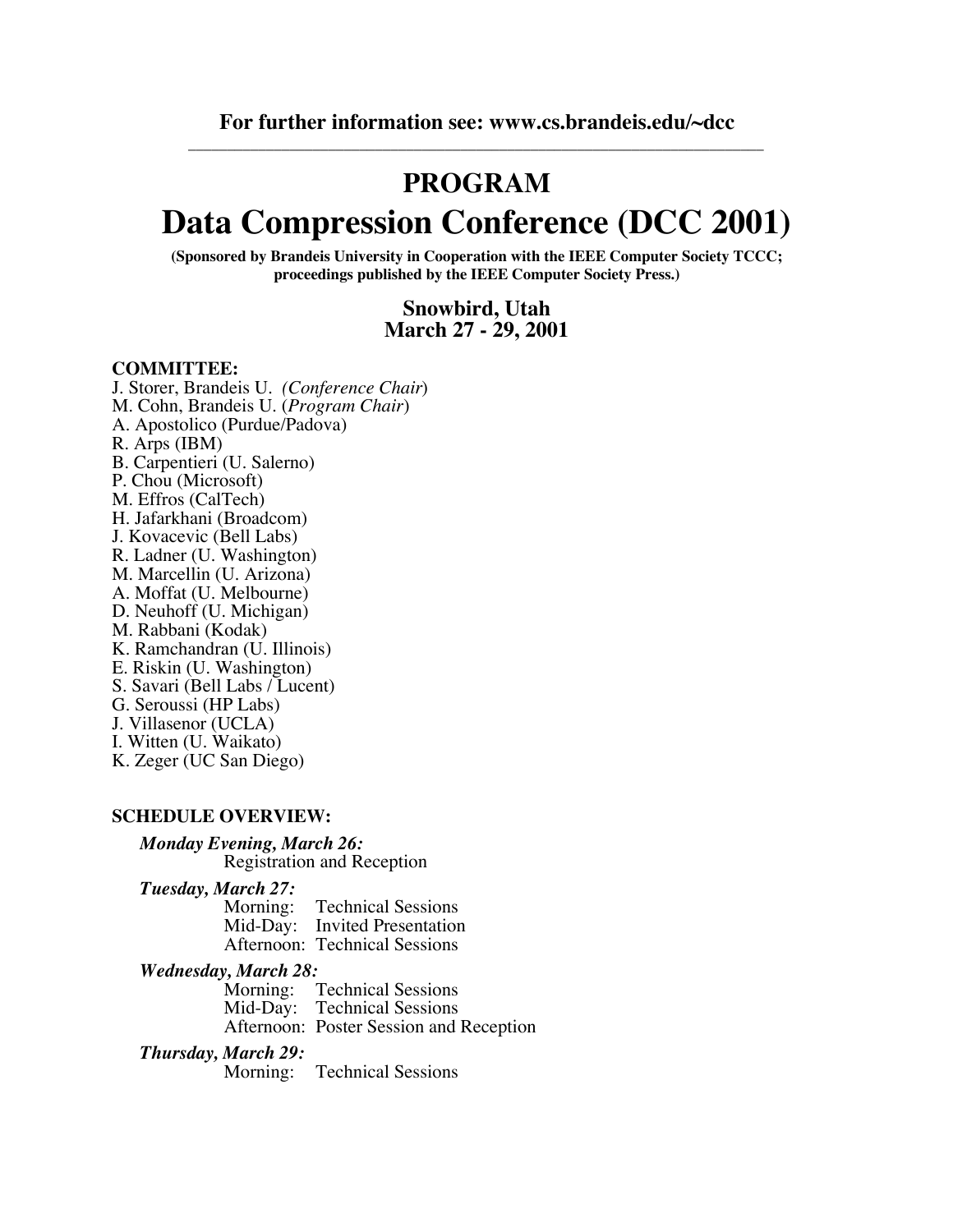**For further information see: www.cs.brandeis.edu/~dcc**

---

# PROGRAM

# Data Compression Conference (DCC 2001)

**(Sponsored by Brandeis University in Cooperation with the IEEE Computer Society TCCC; proceedings published by the IEEE Computer Society Press.)**

**Snowbird, Utah**
**March 27 - 29, 2001**

**COMMITTEE:**

J. Storer, Brandeis U. (*Conference Chair*)
M. Cohn, Brandeis U. (*Program Chair*)
A. Apostolico (Purdue/Padova)
R. Arps (IBM)
B. Carpentieri (U. Salerno)
P. Chou (Microsoft)
M. Effros (CalTech)
H. Jafarkhani (Broadcom)
J. Kovacevic (Bell Labs)
R. Ladner (U. Washington)
M. Marcellin (U. Arizona)
A. Moffat (U. Melbourne)
D. Neuhoff (U. Michigan)
M. Rabbani (Kodak)
K. Ramchandran (U. Illinois)
E. Riskin (U. Washington)
S. Savari (Bell Labs / Lucent)
G. Seroussi (HP Labs)
J. Villasenor (UCLA)
I. Witten (U. Waikato)
K. Zeger (UC San Diego)

**SCHEDULE OVERVIEW:**

***Monday Evening, March 26:***
Registration and Reception

***Tuesday, March 27:***
Morning: Technical Sessions
Mid-Day: Invited Presentation
Afternoon: Technical Sessions

***Wednesday, March 28:***
Morning: Technical Sessions
Mid-Day: Technical Sessions
Afternoon: Poster Session and Reception

***Thursday, March 29:***
Morning: Technical Sessions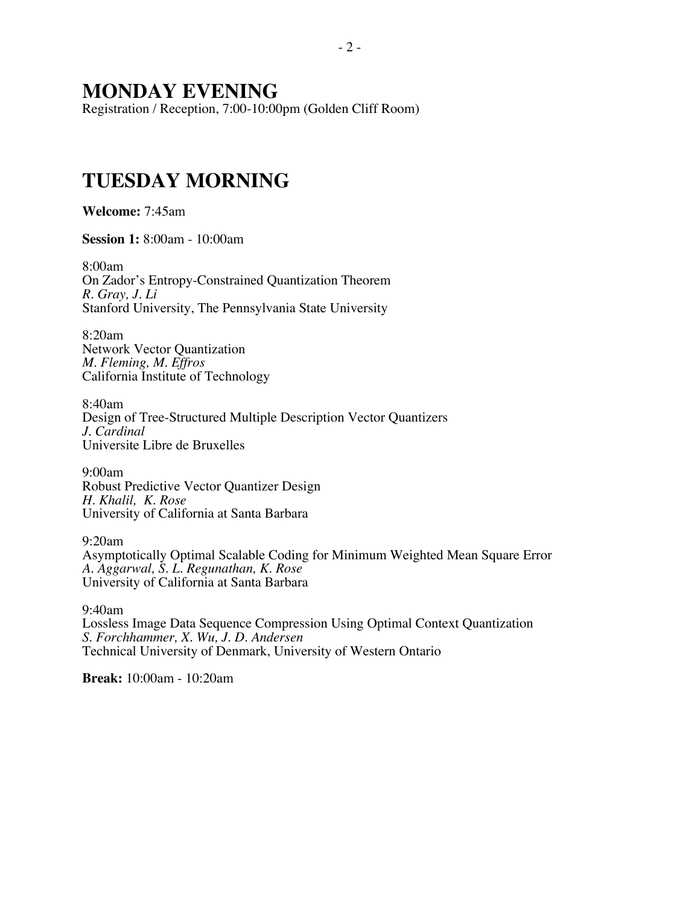# MONDAY EVENING

Registration / Reception, 7:00-10:00pm (Golden Cliff Room)

# TUESDAY MORNING

**Welcome:** 7:45am

**Session 1:** 8:00am - 10:00am

8:00am
On Zador's Entropy-Constrained Quantization Theorem
*R. Gray, J. Li*
Stanford University, The Pennsylvania State University

8:20am
Network Vector Quantization
*M. Fleming, M. Effros*
California Institute of Technology

8:40am
Design of Tree-Structured Multiple Description Vector Quantizers
*J. Cardinal*
Universite Libre de Bruxelles

9:00am
Robust Predictive Vector Quantizer Design
*H. Khalil, K. Rose*
University of California at Santa Barbara

9:20am
Asymptotically Optimal Scalable Coding for Minimum Weighted Mean Square Error
*A. Aggarwal, S. L. Regunathan, K. Rose*
University of California at Santa Barbara

9:40am
Lossless Image Data Sequence Compression Using Optimal Context Quantization
*S. Forchhammer, X. Wu, J. D. Andersen*
Technical University of Denmark, University of Western Ontario

**Break:** 10:00am - 10:20am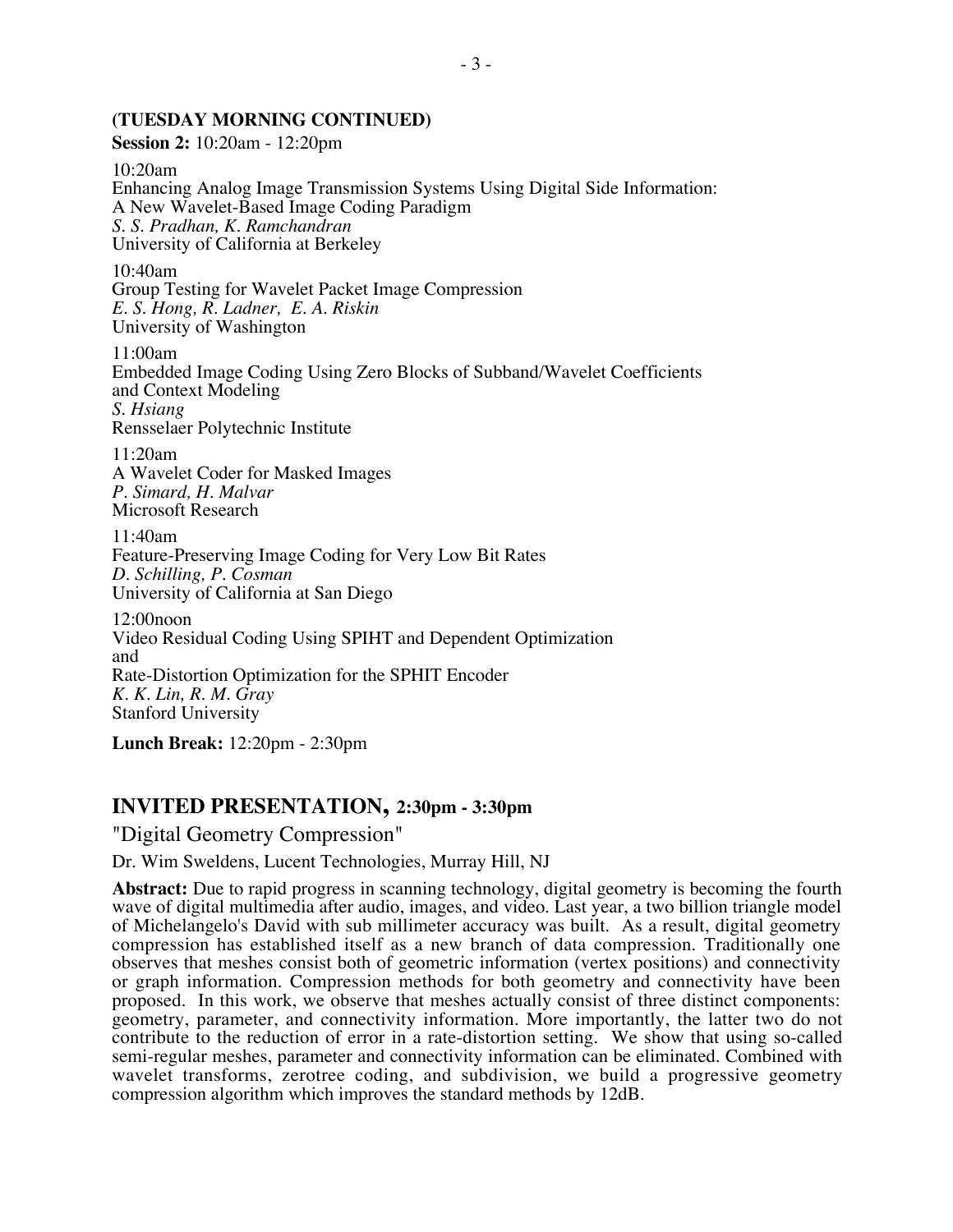**(TUESDAY MORNING CONTINUED)**

**Session 2:** 10:20am - 12:20pm

10:20am
Enhancing Analog Image Transmission Systems Using Digital Side Information:
A New Wavelet-Based Image Coding Paradigm
*S. S. Pradhan, K. Ramchandran*
University of California at Berkeley

10:40am
Group Testing for Wavelet Packet Image Compression
*E. S. Hong, R. Ladner, E. A. Riskin*
University of Washington

11:00am
Embedded Image Coding Using Zero Blocks of Subband/Wavelet Coefficients
and Context Modeling
*S. Hsiang*
Rensselaer Polytechnic Institute

11:20am
A Wavelet Coder for Masked Images
*P. Simard, H. Malvar*
Microsoft Research

11:40am
Feature-Preserving Image Coding for Very Low Bit Rates
*D. Schilling, P. Cosman*
University of California at San Diego

12:00noon
Video Residual Coding Using SPIHT and Dependent Optimization
and
Rate-Distortion Optimization for the SPHIT Encoder
*K. K. Lin, R. M. Gray*
Stanford University

**Lunch Break:** 12:20pm - 2:30pm

## INVITED PRESENTATION, 2:30pm - 3:30pm

"Digital Geometry Compression"

Dr. Wim Sweldens, Lucent Technologies, Murray Hill, NJ

**Abstract:** Due to rapid progress in scanning technology, digital geometry is becoming the fourth wave of digital multimedia after audio, images, and video. Last year, a two billion triangle model of Michelangelo's David with sub millimeter accuracy was built. As a result, digital geometry compression has established itself as a new branch of data compression. Traditionally one observes that meshes consist both of geometric information (vertex positions) and connectivity or graph information. Compression methods for both geometry and connectivity have been proposed. In this work, we observe that meshes actually consist of three distinct components: geometry, parameter, and connectivity information. More importantly, the latter two do not contribute to the reduction of error in a rate-distortion setting. We show that using so-called semi-regular meshes, parameter and connectivity information can be eliminated. Combined with wavelet transforms, zerotree coding, and subdivision, we build a progressive geometry compression algorithm which improves the standard methods by 12dB.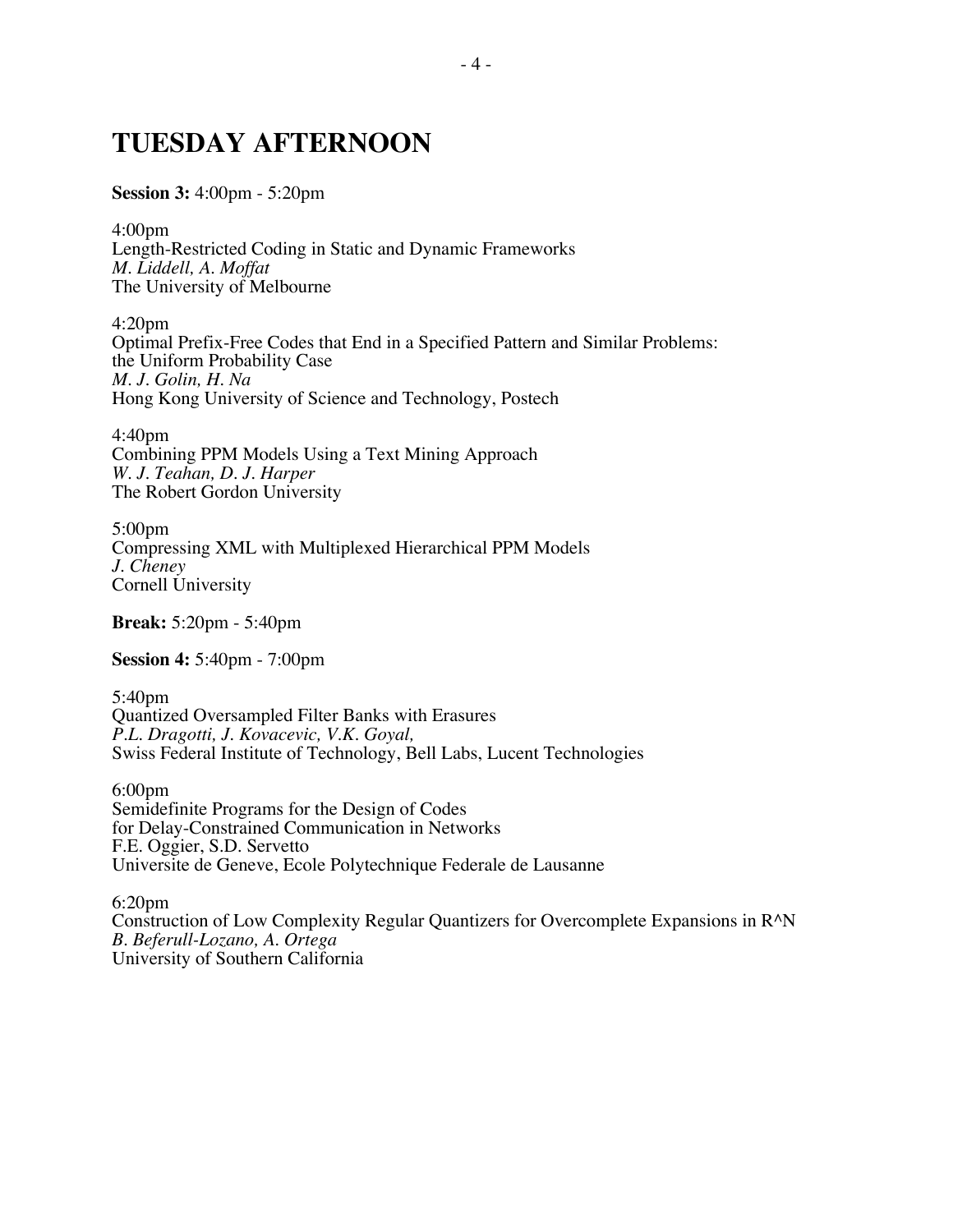# TUESDAY AFTERNOON

**Session 3:** 4:00pm - 5:20pm

4:00pm
Length-Restricted Coding in Static and Dynamic Frameworks
*M. Liddell, A. Moffat*
The University of Melbourne

4:20pm
Optimal Prefix-Free Codes that End in a Specified Pattern and Similar Problems:
the Uniform Probability Case
*M. J. Golin, H. Na*
Hong Kong University of Science and Technology, Postech

4:40pm
Combining PPM Models Using a Text Mining Approach
*W. J. Teahan, D. J. Harper*
The Robert Gordon University

5:00pm
Compressing XML with Multiplexed Hierarchical PPM Models
*J. Cheney*
Cornell University

**Break:** 5:20pm - 5:40pm

**Session 4:** 5:40pm - 7:00pm

5:40pm
Quantized Oversampled Filter Banks with Erasures
*P.L. Dragotti, J. Kovacevic, V.K. Goyal,*
Swiss Federal Institute of Technology, Bell Labs, Lucent Technologies

6:00pm
Semidefinite Programs for the Design of Codes
for Delay-Constrained Communication in Networks
F.E. Oggier, S.D. Servetto
Universite de Geneve, Ecole Polytechnique Federale de Lausanne

6:20pm
Construction of Low Complexity Regular Quantizers for Overcomplete Expansions in R^N
*B. Beferull-Lozano, A. Ortega*
University of Southern California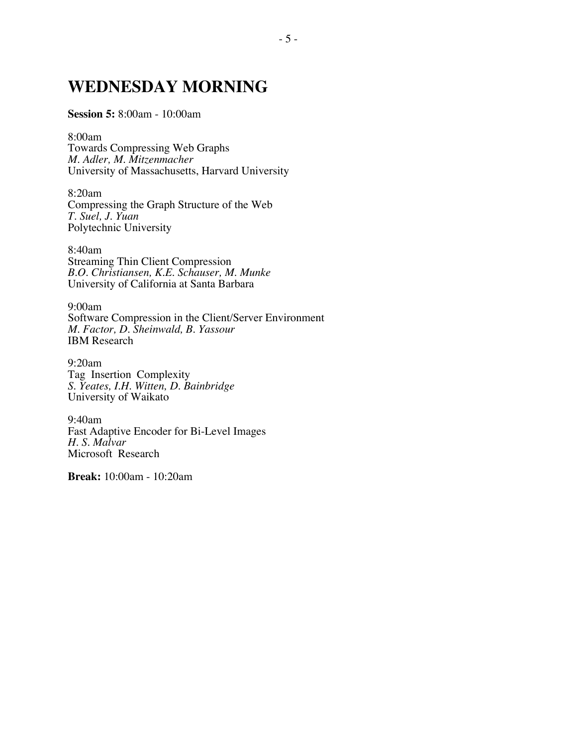# WEDNESDAY MORNING

**Session 5:** 8:00am - 10:00am

8:00am
Towards Compressing Web Graphs
*M. Adler, M. Mitzenmacher*
University of Massachusetts, Harvard University

8:20am
Compressing the Graph Structure of the Web
*T. Suel, J. Yuan*
Polytechnic University

8:40am
Streaming Thin Client Compression
*B.O. Christiansen, K.E. Schauser, M. Munke*
University of California at Santa Barbara

9:00am
Software Compression in the Client/Server Environment
*M. Factor, D. Sheinwald, B. Yassour*
IBM Research

9:20am
Tag Insertion Complexity
*S. Yeates, I.H. Witten, D. Bainbridge*
University of Waikato

9:40am
Fast Adaptive Encoder for Bi-Level Images
*H. S. Malvar*
Microsoft Research

**Break:** 10:00am - 10:20am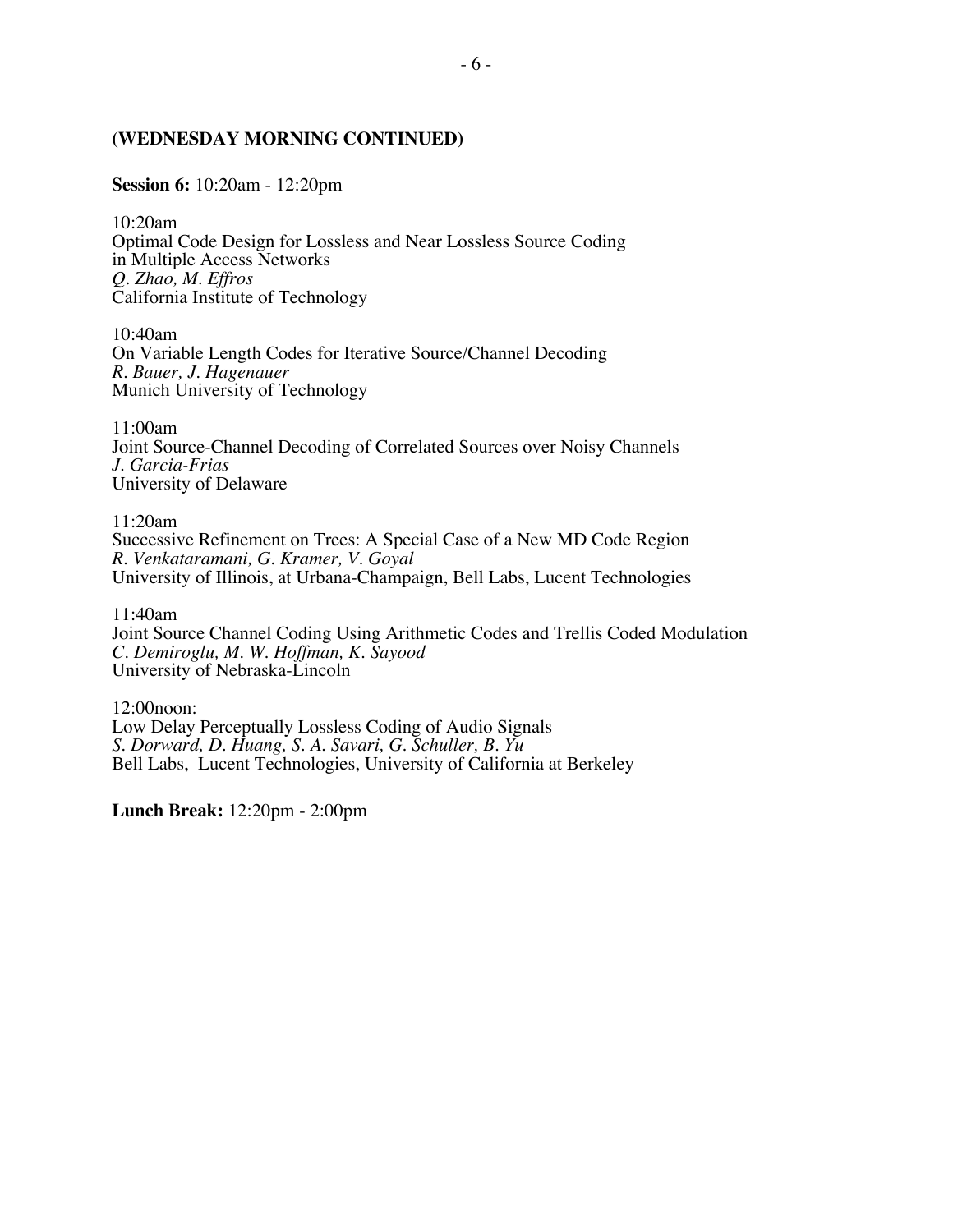**(WEDNESDAY MORNING CONTINUED)**

**Session 6:** 10:20am - 12:20pm

10:20am
Optimal Code Design for Lossless and Near Lossless Source Coding in Multiple Access Networks
*Q. Zhao, M. Effros*
California Institute of Technology

10:40am
On Variable Length Codes for Iterative Source/Channel Decoding
*R. Bauer, J. Hagenauer*
Munich University of Technology

11:00am
Joint Source-Channel Decoding of Correlated Sources over Noisy Channels
*J. Garcia-Frias*
University of Delaware

11:20am
Successive Refinement on Trees: A Special Case of a New MD Code Region
*R. Venkataramani, G. Kramer, V. Goyal*
University of Illinois, at Urbana-Champaign, Bell Labs, Lucent Technologies

11:40am
Joint Source Channel Coding Using Arithmetic Codes and Trellis Coded Modulation
*C. Demiroglu, M. W. Hoffman, K. Sayood*
University of Nebraska-Lincoln

12:00noon:
Low Delay Perceptually Lossless Coding of Audio Signals
*S. Dorward, D. Huang, S. A. Savari, G. Schuller, B. Yu*
Bell Labs, Lucent Technologies, University of California at Berkeley

**Lunch Break:** 12:20pm - 2:00pm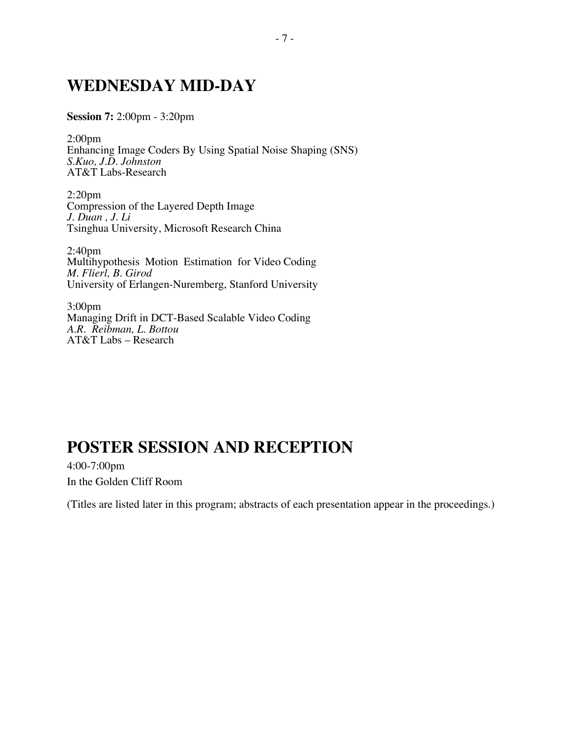# WEDNESDAY MID-DAY

**Session 7:** 2:00pm - 3:20pm

2:00pm
Enhancing Image Coders By Using Spatial Noise Shaping (SNS)
*S.Kuo, J.D. Johnston*
AT&T Labs-Research

2:20pm
Compression of the Layered Depth Image
*J. Duan , J. Li*
Tsinghua University, Microsoft Research China

2:40pm
Multihypothesis Motion Estimation for Video Coding
*M. Flierl, B. Girod*
University of Erlangen-Nuremberg, Stanford University

3:00pm
Managing Drift in DCT-Based Scalable Video Coding
*A.R. Reibman, L. Bottou*
AT&T Labs – Research

# POSTER SESSION AND RECEPTION

4:00-7:00pm
In the Golden Cliff Room

(Titles are listed later in this program; abstracts of each presentation appear in the proceedings.)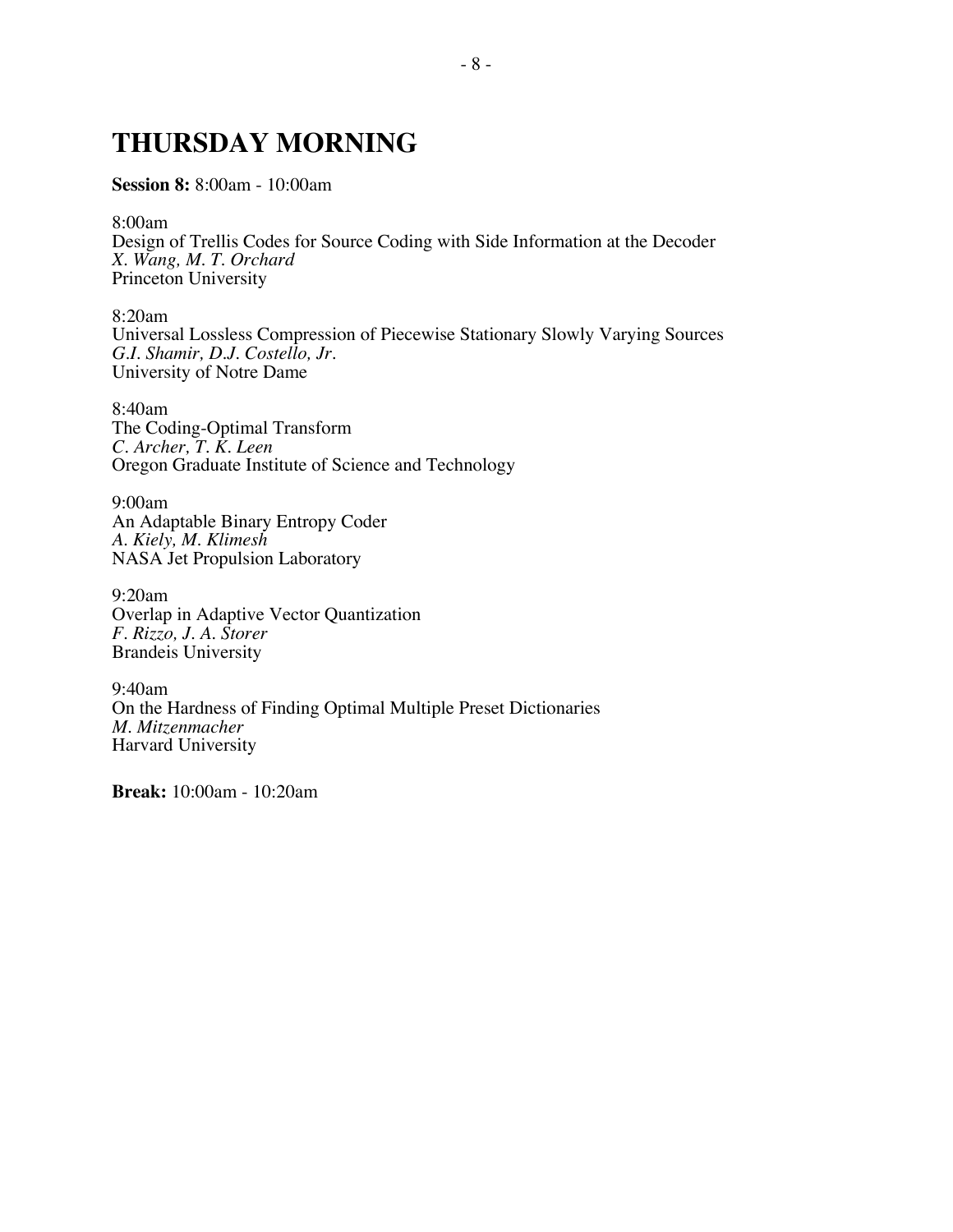# THURSDAY MORNING

**Session 8:** 8:00am - 10:00am

8:00am
Design of Trellis Codes for Source Coding with Side Information at the Decoder
*X. Wang, M. T. Orchard*
Princeton University

8:20am
Universal Lossless Compression of Piecewise Stationary Slowly Varying Sources
*G.I. Shamir, D.J. Costello, Jr.*
University of Notre Dame

8:40am
The Coding-Optimal Transform
*C. Archer, T. K. Leen*
Oregon Graduate Institute of Science and Technology

9:00am
An Adaptable Binary Entropy Coder
*A. Kiely, M. Klimesh*
NASA Jet Propulsion Laboratory

9:20am
Overlap in Adaptive Vector Quantization
*F. Rizzo, J. A. Storer*
Brandeis University

9:40am
On the Hardness of Finding Optimal Multiple Preset Dictionaries
*M. Mitzenmacher*
Harvard University

**Break:** 10:00am - 10:20am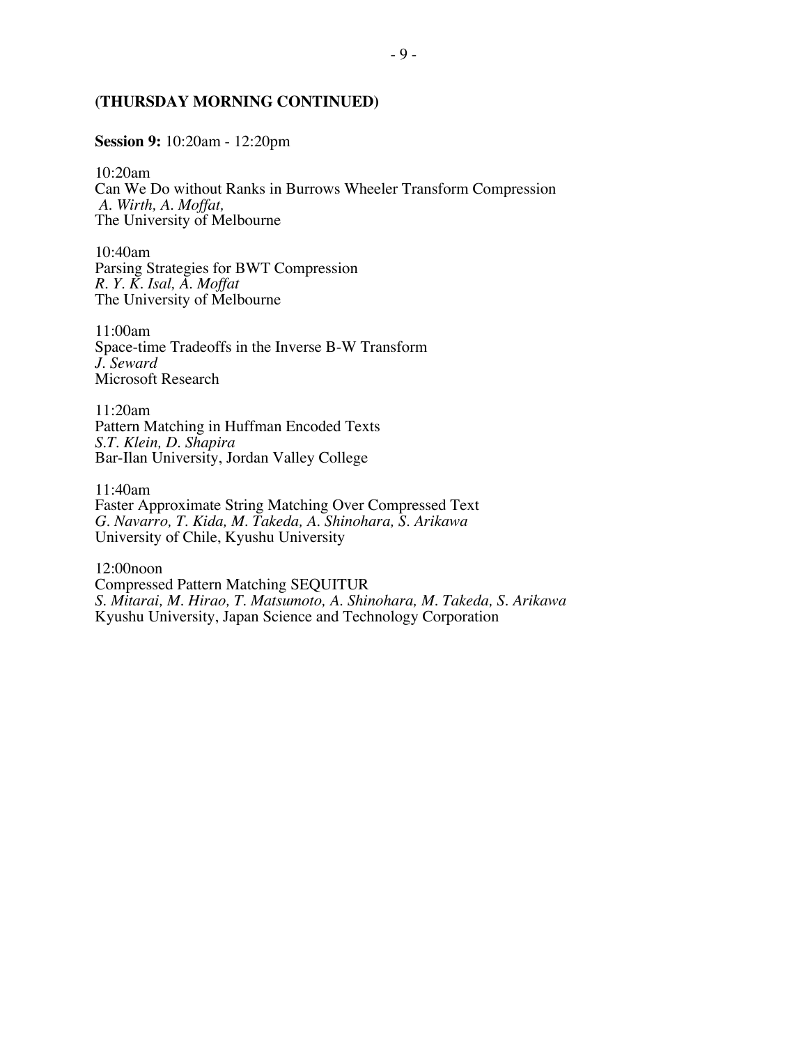**(THURSDAY MORNING CONTINUED)**

**Session 9:** 10:20am - 12:20pm

10:20am
Can We Do without Ranks in Burrows Wheeler Transform Compression
*A. Wirth, A. Moffat,*
The University of Melbourne

10:40am
Parsing Strategies for BWT Compression
*R. Y. K. Isal, A. Moffat*
The University of Melbourne

11:00am
Space-time Tradeoffs in the Inverse B-W Transform
*J. Seward*
Microsoft Research

11:20am
Pattern Matching in Huffman Encoded Texts
*S.T. Klein, D. Shapira*
Bar-Ilan University, Jordan Valley College

11:40am
Faster Approximate String Matching Over Compressed Text
*G. Navarro, T. Kida, M. Takeda, A. Shinohara, S. Arikawa*
University of Chile, Kyushu University

12:00noon
Compressed Pattern Matching SEQUITUR
*S. Mitarai, M. Hirao, T. Matsumoto, A. Shinohara, M. Takeda, S. Arikawa*
Kyushu University, Japan Science and Technology Corporation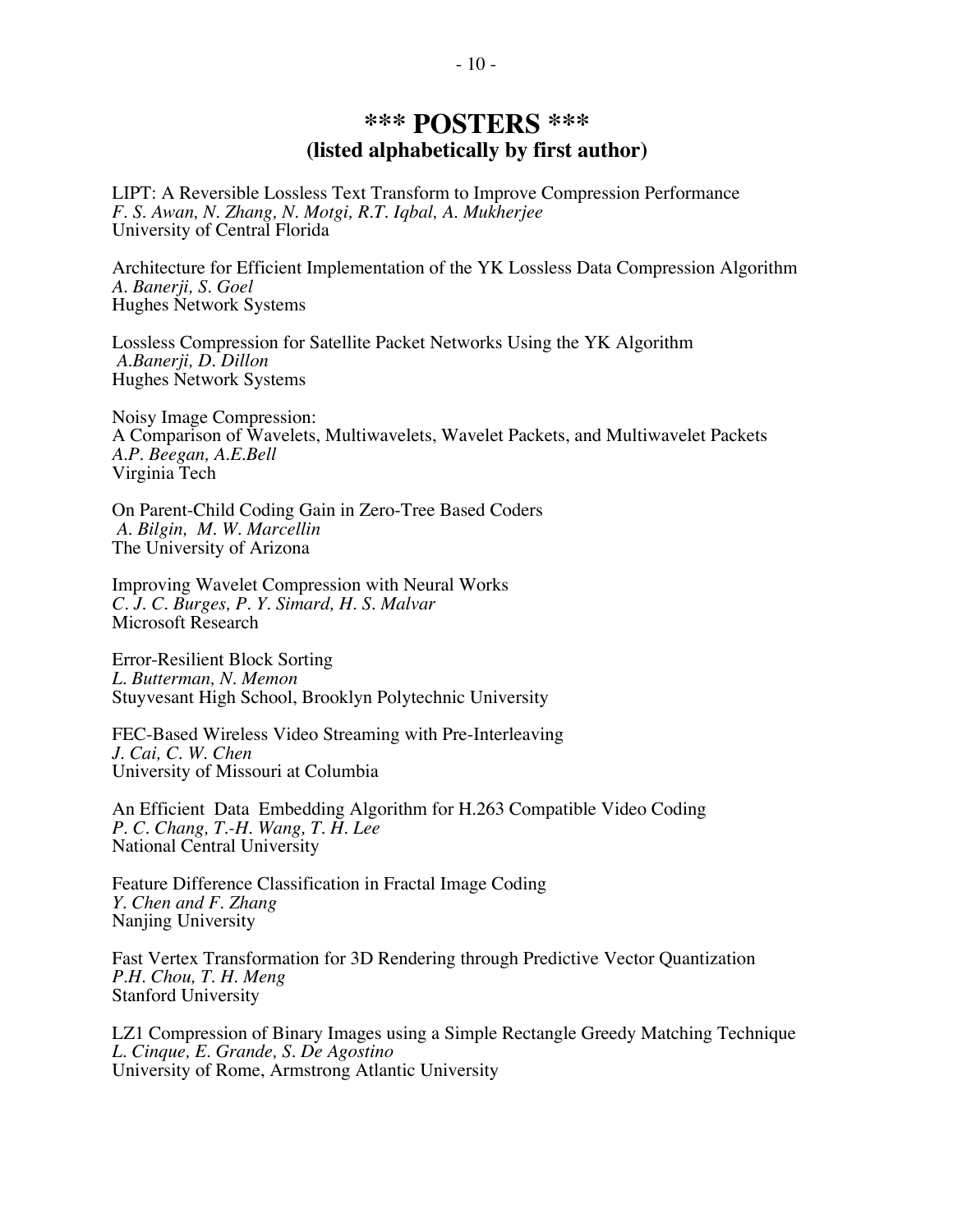# *** POSTERS ***
## (listed alphabetically by first author)

LIPT: A Reversible Lossless Text Transform to Improve Compression Performance
*F. S. Awan, N. Zhang, N. Motgi, R.T. Iqbal, A. Mukherjee*
University of Central Florida

Architecture for Efficient Implementation of the YK Lossless Data Compression Algorithm
*A. Banerji, S. Goel*
Hughes Network Systems

Lossless Compression for Satellite Packet Networks Using the YK Algorithm
*A.Banerji, D. Dillon*
Hughes Network Systems

Noisy Image Compression:
A Comparison of Wavelets, Multiwavelets, Wavelet Packets, and Multiwavelet Packets
*A.P. Beegan, A.E.Bell*
Virginia Tech

On Parent-Child Coding Gain in Zero-Tree Based Coders
*A. Bilgin, M. W. Marcellin*
The University of Arizona

Improving Wavelet Compression with Neural Works
*C. J. C. Burges, P. Y. Simard, H. S. Malvar*
Microsoft Research

Error-Resilient Block Sorting
*L. Butterman, N. Memon*
Stuyvesant High School, Brooklyn Polytechnic University

FEC-Based Wireless Video Streaming with Pre-Interleaving
*J. Cai, C. W. Chen*
University of Missouri at Columbia

An Efficient Data Embedding Algorithm for H.263 Compatible Video Coding
*P. C. Chang, T.-H. Wang, T. H. Lee*
National Central University

Feature Difference Classification in Fractal Image Coding
*Y. Chen and F. Zhang*
Nanjing University

Fast Vertex Transformation for 3D Rendering through Predictive Vector Quantization
*P.H. Chou, T. H. Meng*
Stanford University

LZ1 Compression of Binary Images using a Simple Rectangle Greedy Matching Technique
*L. Cinque, E. Grande, S. De Agostino*
University of Rome, Armstrong Atlantic University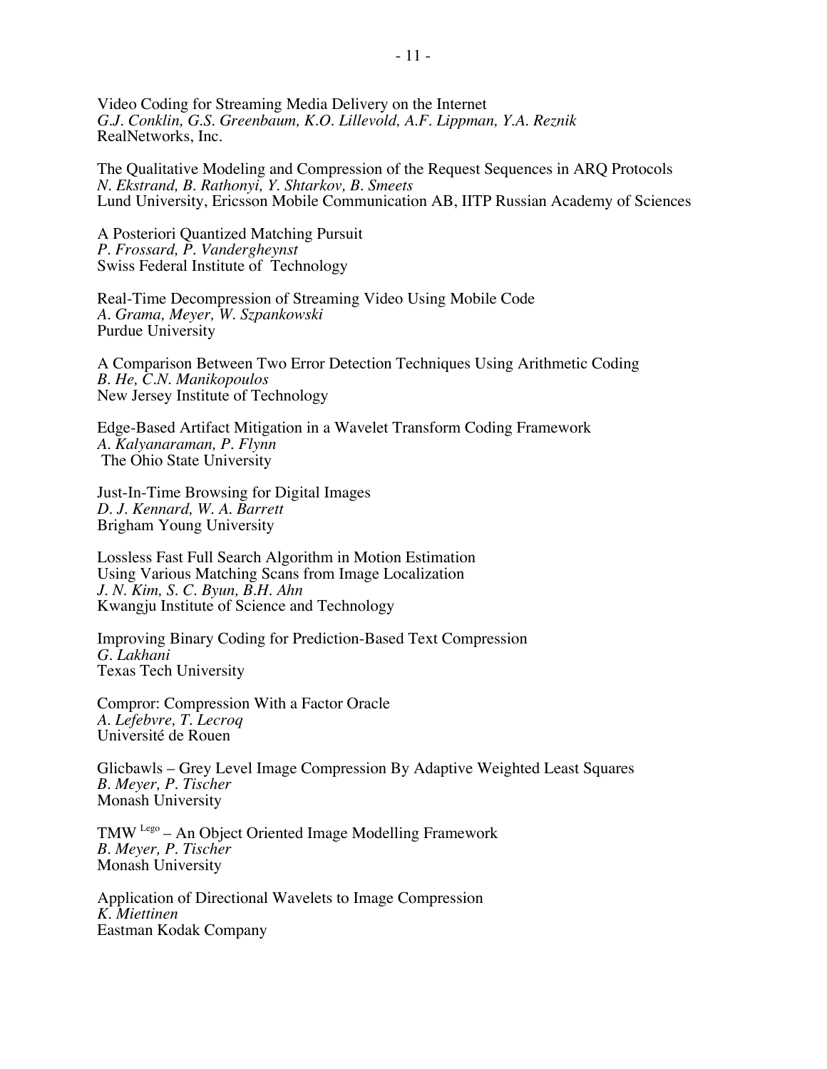Video Coding for Streaming Media Delivery on the Internet  
*G.J. Conklin, G.S. Greenbaum, K.O. Lillevold, A.F. Lippman, Y.A. Reznik*  
RealNetworks, Inc.

The Qualitative Modeling and Compression of the Request Sequences in ARQ Protocols  
*N. Ekstrand, B. Rathonyi, Y. Shtarkov, B. Smeets*  
Lund University, Ericsson Mobile Communication AB, IITP Russian Academy of Sciences

A Posteriori Quantized Matching Pursuit  
*P. Frossard, P. Vandergheynst*  
Swiss Federal Institute of Technology

Real-Time Decompression of Streaming Video Using Mobile Code  
*A. Grama, Meyer, W. Szpankowski*  
Purdue University

A Comparison Between Two Error Detection Techniques Using Arithmetic Coding  
*B. He, C.N. Manikopoulos*  
New Jersey Institute of Technology

Edge-Based Artifact Mitigation in a Wavelet Transform Coding Framework  
*A. Kalyanaraman, P. Flynn*  
The Ohio State University

Just-In-Time Browsing for Digital Images  
*D. J. Kennard, W. A. Barrett*  
Brigham Young University

Lossless Fast Full Search Algorithm in Motion Estimation  
Using Various Matching Scans from Image Localization  
*J. N. Kim, S. C. Byun, B.H. Ahn*  
Kwangju Institute of Science and Technology

Improving Binary Coding for Prediction-Based Text Compression  
*G. Lakhani*  
Texas Tech University

Compror: Compression With a Factor Oracle  
*A. Lefebvre, T. Lecroq*  
Université de Rouen

Glicbawls – Grey Level Image Compression By Adaptive Weighted Least Squares  
*B. Meyer, P. Tischer*  
Monash University

TMW [Lego] – An Object Oriented Image Modelling Framework  
*B. Meyer, P. Tischer*  
Monash University

Application of Directional Wavelets to Image Compression  
*K. Miettinen*  
Eastman Kodak Company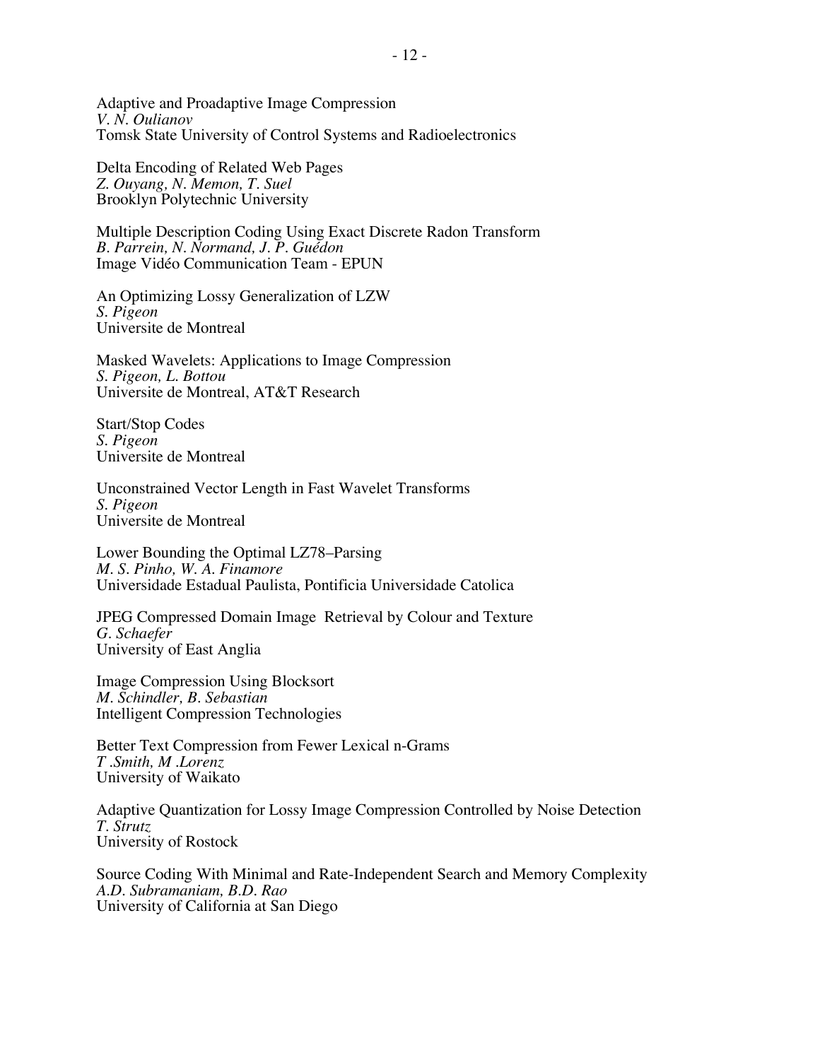Adaptive and Proadaptive Image Compression
*V. N. Oulianov*
Tomsk State University of Control Systems and Radioelectronics

Delta Encoding of Related Web Pages
*Z. Ouyang, N. Memon, T. Suel*
Brooklyn Polytechnic University

Multiple Description Coding Using Exact Discrete Radon Transform
*B. Parrein, N. Normand, J. P. Guédon*
Image Vidéo Communication Team - EPUN

An Optimizing Lossy Generalization of LZW
*S. Pigeon*
Universite de Montreal

Masked Wavelets: Applications to Image Compression
*S. Pigeon, L. Bottou*
Universite de Montreal, AT&T Research

Start/Stop Codes
*S. Pigeon*
Universite de Montreal

Unconstrained Vector Length in Fast Wavelet Transforms
*S. Pigeon*
Universite de Montreal

Lower Bounding the Optimal LZ78–Parsing
*M. S. Pinho, W. A. Finamore*
Universidade Estadual Paulista, Pontificia Universidade Catolica

JPEG Compressed Domain Image Retrieval by Colour and Texture
*G. Schaefer*
University of East Anglia

Image Compression Using Blocksort
*M. Schindler, B. Sebastian*
Intelligent Compression Technologies

Better Text Compression from Fewer Lexical n-Grams
*T .Smith, M .Lorenz*
University of Waikato

Adaptive Quantization for Lossy Image Compression Controlled by Noise Detection
*T. Strutz*
University of Rostock

Source Coding With Minimal and Rate-Independent Search and Memory Complexity
*A.D. Subramaniam, B.D. Rao*
University of California at San Diego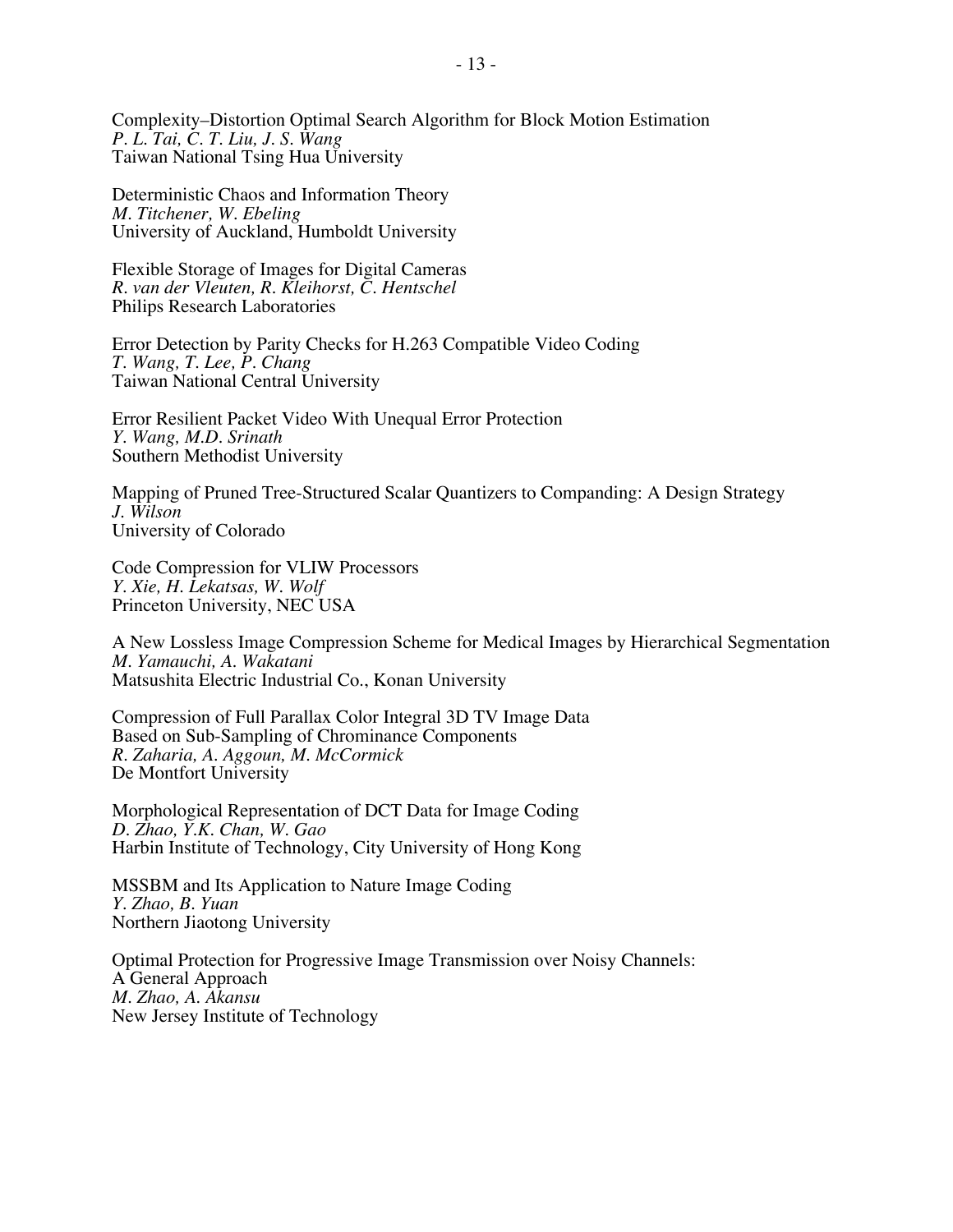Complexity–Distortion Optimal Search Algorithm for Block Motion Estimation  
*P. L. Tai, C. T. Liu, J. S. Wang*  
Taiwan National Tsing Hua University

Deterministic Chaos and Information Theory  
*M. Titchener, W. Ebeling*  
University of Auckland, Humboldt University

Flexible Storage of Images for Digital Cameras  
*R. van der Vleuten, R. Kleihorst, C. Hentschel*  
Philips Research Laboratories

Error Detection by Parity Checks for H.263 Compatible Video Coding  
*T. Wang, T. Lee, P. Chang*  
Taiwan National Central University

Error Resilient Packet Video With Unequal Error Protection  
*Y. Wang, M.D. Srinath*  
Southern Methodist University

Mapping of Pruned Tree-Structured Scalar Quantizers to Companding: A Design Strategy  
*J. Wilson*  
University of Colorado

Code Compression for VLIW Processors  
*Y. Xie, H. Lekatsas, W. Wolf*  
Princeton University, NEC USA

A New Lossless Image Compression Scheme for Medical Images by Hierarchical Segmentation  
*M. Yamauchi, A. Wakatani*  
Matsushita Electric Industrial Co., Konan University

Compression of Full Parallax Color Integral 3D TV Image Data  
Based on Sub-Sampling of Chrominance Components  
*R. Zaharia, A. Aggoun, M. McCormick*  
De Montfort University

Morphological Representation of DCT Data for Image Coding  
*D. Zhao, Y.K. Chan, W. Gao*  
Harbin Institute of Technology, City University of Hong Kong

MSSBM and Its Application to Nature Image Coding  
*Y. Zhao, B. Yuan*  
Northern Jiaotong University

Optimal Protection for Progressive Image Transmission over Noisy Channels:  
A General Approach  
*M. Zhao, A. Akansu*  
New Jersey Institute of Technology